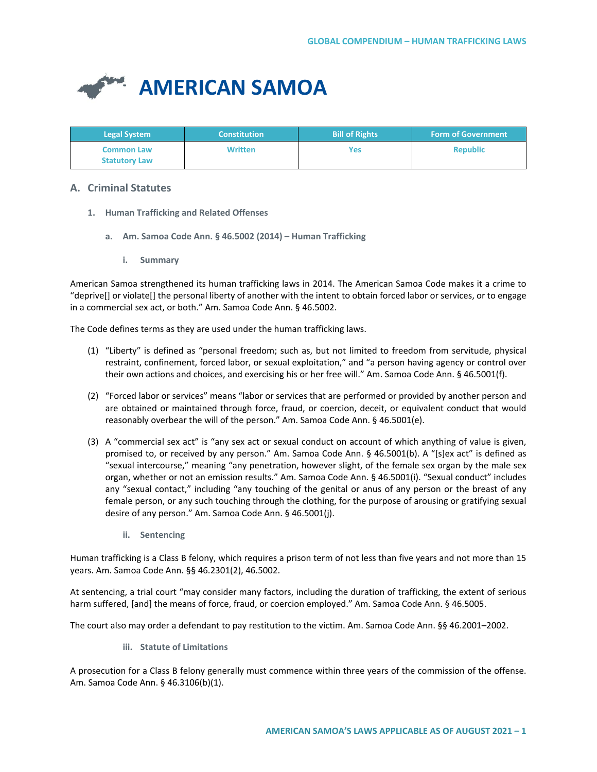# AMERICAN SAMOA

| Legal System | Constitution | Bill of Rights | Form of Government |
| --- | --- | --- | --- |
| Common Law<br>Statutory Law | Written | Yes | Republic |

## A. Criminal Statutes

### 1. Human Trafficking and Related Offenses

#### a. Am. Samoa Code Ann. § 46.5002 (2014) – Human Trafficking

##### i. Summary

American Samoa strengthened its human trafficking laws in 2014. The American Samoa Code makes it a crime to "deprive[] or violate[] the personal liberty of another with the intent to obtain forced labor or services, or to engage in a commercial sex act, or both." Am. Samoa Code Ann. § 46.5002.

The Code defines terms as they are used under the human trafficking laws.

(1) "Liberty" is defined as "personal freedom; such as, but not limited to freedom from servitude, physical restraint, confinement, forced labor, or sexual exploitation," and "a person having agency or control over their own actions and choices, and exercising his or her free will." Am. Samoa Code Ann. § 46.5001(f).

(2) "Forced labor or services" means "labor or services that are performed or provided by another person and are obtained or maintained through force, fraud, or coercion, deceit, or equivalent conduct that would reasonably overbear the will of the person." Am. Samoa Code Ann. § 46.5001(e).

(3) A "commercial sex act" is "any sex act or sexual conduct on account of which anything of value is given, promised to, or received by any person." Am. Samoa Code Ann. § 46.5001(b). A "[s]ex act" is defined as "sexual intercourse," meaning "any penetration, however slight, of the female sex organ by the male sex organ, whether or not an emission results." Am. Samoa Code Ann. § 46.5001(i). "Sexual conduct" includes any "sexual contact," including "any touching of the genital or anus of any person or the breast of any female person, or any such touching through the clothing, for the purpose of arousing or gratifying sexual desire of any person." Am. Samoa Code Ann. § 46.5001(j).

##### ii. Sentencing

Human trafficking is a Class B felony, which requires a prison term of not less than five years and not more than 15 years. Am. Samoa Code Ann. §§ 46.2301(2), 46.5002.

At sentencing, a trial court "may consider many factors, including the duration of trafficking, the extent of serious harm suffered, [and] the means of force, fraud, or coercion employed." Am. Samoa Code Ann. § 46.5005.

The court also may order a defendant to pay restitution to the victim. Am. Samoa Code Ann. §§ 46.2001–2002.

##### iii. Statute of Limitations

A prosecution for a Class B felony generally must commence within three years of the commission of the offense. Am. Samoa Code Ann. § 46.3106(b)(1).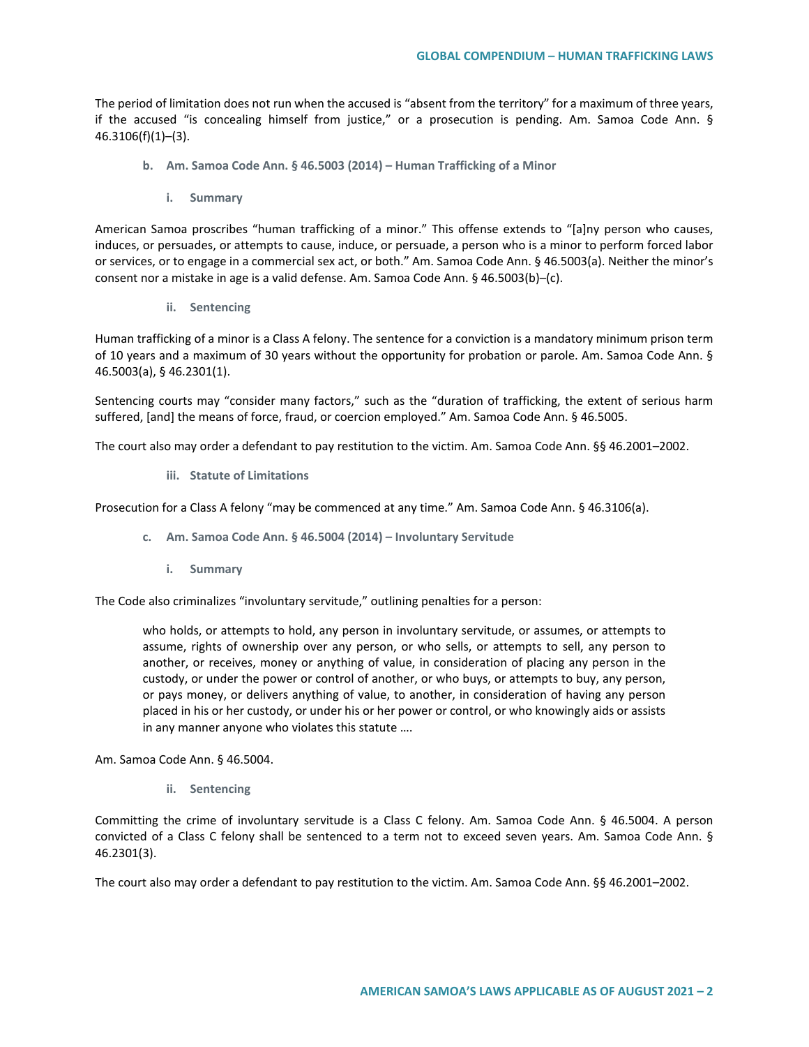The period of limitation does not run when the accused is "absent from the territory" for a maximum of three years, if the accused "is concealing himself from justice," or a prosecution is pending. Am. Samoa Code Ann. § 46.3106(f)(1)–(3).

### b. Am. Samoa Code Ann. § 46.5003 (2014) – Human Trafficking of a Minor

#### i. Summary

American Samoa proscribes "human trafficking of a minor." This offense extends to "[a]ny person who causes, induces, or persuades, or attempts to cause, induce, or persuade, a person who is a minor to perform forced labor or services, or to engage in a commercial sex act, or both." Am. Samoa Code Ann. § 46.5003(a). Neither the minor's consent nor a mistake in age is a valid defense. Am. Samoa Code Ann. § 46.5003(b)–(c).

#### ii. Sentencing

Human trafficking of a minor is a Class A felony. The sentence for a conviction is a mandatory minimum prison term of 10 years and a maximum of 30 years without the opportunity for probation or parole. Am. Samoa Code Ann. § 46.5003(a), § 46.2301(1).

Sentencing courts may "consider many factors," such as the "duration of trafficking, the extent of serious harm suffered, [and] the means of force, fraud, or coercion employed." Am. Samoa Code Ann. § 46.5005.

The court also may order a defendant to pay restitution to the victim. Am. Samoa Code Ann. §§ 46.2001–2002.

#### iii. Statute of Limitations

Prosecution for a Class A felony "may be commenced at any time." Am. Samoa Code Ann. § 46.3106(a).

### c. Am. Samoa Code Ann. § 46.5004 (2014) – Involuntary Servitude

#### i. Summary

The Code also criminalizes "involuntary servitude," outlining penalties for a person:

> who holds, or attempts to hold, any person in involuntary servitude, or assumes, or attempts to assume, rights of ownership over any person, or who sells, or attempts to sell, any person to another, or receives, money or anything of value, in consideration of placing any person in the custody, or under the power or control of another, or who buys, or attempts to buy, any person, or pays money, or delivers anything of value, to another, in consideration of having any person placed in his or her custody, or under his or her power or control, or who knowingly aids or assists in any manner anyone who violates this statute ….

Am. Samoa Code Ann. § 46.5004.

#### ii. Sentencing

Committing the crime of involuntary servitude is a Class C felony. Am. Samoa Code Ann. § 46.5004. A person convicted of a Class C felony shall be sentenced to a term not to exceed seven years. Am. Samoa Code Ann. § 46.2301(3).

The court also may order a defendant to pay restitution to the victim. Am. Samoa Code Ann. §§ 46.2001–2002.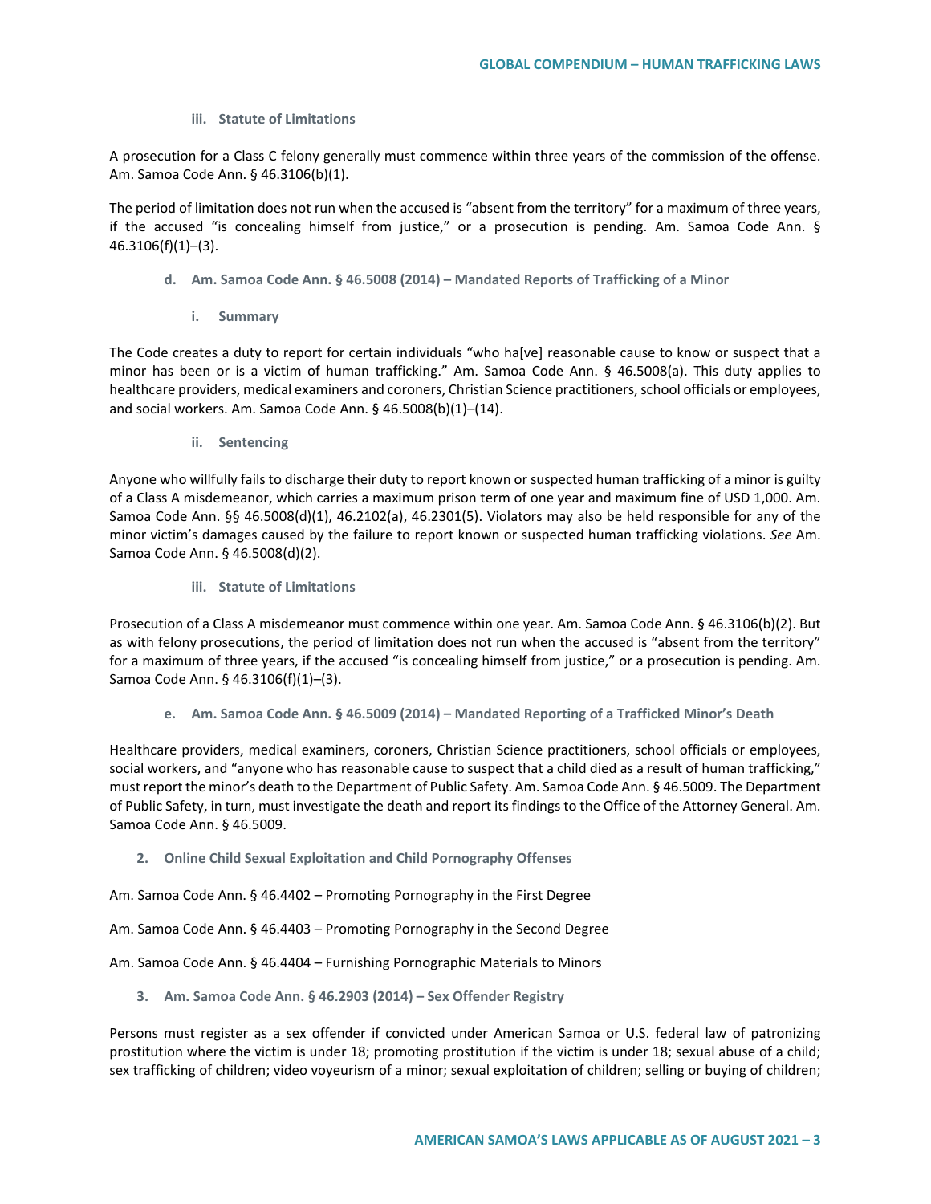#### iii. Statute of Limitations

A prosecution for a Class C felony generally must commence within three years of the commission of the offense. Am. Samoa Code Ann. § 46.3106(b)(1).

The period of limitation does not run when the accused is "absent from the territory" for a maximum of three years, if the accused "is concealing himself from justice," or a prosecution is pending. Am. Samoa Code Ann. § 46.3106(f)(1)–(3).

### d. Am. Samoa Code Ann. § 46.5008 (2014) – Mandated Reports of Trafficking of a Minor

#### i. Summary

The Code creates a duty to report for certain individuals "who ha[ve] reasonable cause to know or suspect that a minor has been or is a victim of human trafficking." Am. Samoa Code Ann. § 46.5008(a). This duty applies to healthcare providers, medical examiners and coroners, Christian Science practitioners, school officials or employees, and social workers. Am. Samoa Code Ann. § 46.5008(b)(1)–(14).

#### ii. Sentencing

Anyone who willfully fails to discharge their duty to report known or suspected human trafficking of a minor is guilty of a Class A misdemeanor, which carries a maximum prison term of one year and maximum fine of USD 1,000. Am. Samoa Code Ann. §§ 46.5008(d)(1), 46.2102(a), 46.2301(5). Violators may also be held responsible for any of the minor victim's damages caused by the failure to report known or suspected human trafficking violations. *See* Am. Samoa Code Ann. § 46.5008(d)(2).

#### iii. Statute of Limitations

Prosecution of a Class A misdemeanor must commence within one year. Am. Samoa Code Ann. § 46.3106(b)(2). But as with felony prosecutions, the period of limitation does not run when the accused is "absent from the territory" for a maximum of three years, if the accused "is concealing himself from justice," or a prosecution is pending. Am. Samoa Code Ann. § 46.3106(f)(1)–(3).

### e. Am. Samoa Code Ann. § 46.5009 (2014) – Mandated Reporting of a Trafficked Minor's Death

Healthcare providers, medical examiners, coroners, Christian Science practitioners, school officials or employees, social workers, and "anyone who has reasonable cause to suspect that a child died as a result of human trafficking," must report the minor's death to the Department of Public Safety. Am. Samoa Code Ann. § 46.5009. The Department of Public Safety, in turn, must investigate the death and report its findings to the Office of the Attorney General. Am. Samoa Code Ann. § 46.5009.

## 2. Online Child Sexual Exploitation and Child Pornography Offenses

Am. Samoa Code Ann. § 46.4402 – Promoting Pornography in the First Degree

Am. Samoa Code Ann. § 46.4403 – Promoting Pornography in the Second Degree

Am. Samoa Code Ann. § 46.4404 – Furnishing Pornographic Materials to Minors

## 3. Am. Samoa Code Ann. § 46.2903 (2014) – Sex Offender Registry

Persons must register as a sex offender if convicted under American Samoa or U.S. federal law of patronizing prostitution where the victim is under 18; promoting prostitution if the victim is under 18; sexual abuse of a child; sex trafficking of children; video voyeurism of a minor; sexual exploitation of children; selling or buying of children;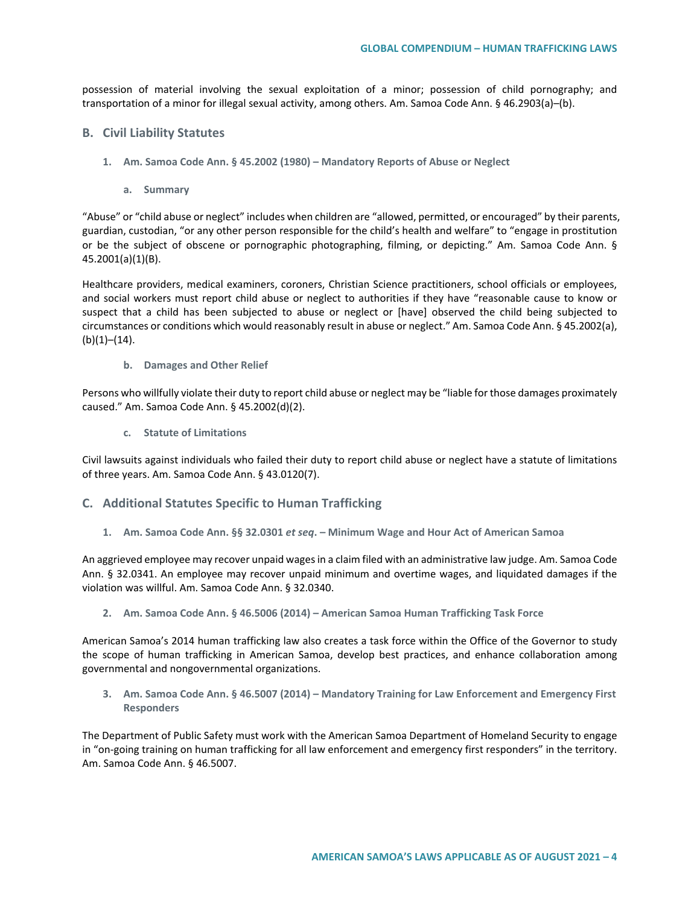possession of material involving the sexual exploitation of a minor; possession of child pornography; and transportation of a minor for illegal sexual activity, among others. Am. Samoa Code Ann. § 46.2903(a)–(b).

## B. Civil Liability Statutes

### 1. Am. Samoa Code Ann. § 45.2002 (1980) – Mandatory Reports of Abuse or Neglect

#### a. Summary

"Abuse" or "child abuse or neglect" includes when children are "allowed, permitted, or encouraged" by their parents, guardian, custodian, "or any other person responsible for the child's health and welfare" to "engage in prostitution or be the subject of obscene or pornographic photographing, filming, or depicting." Am. Samoa Code Ann. § 45.2001(a)(1)(B).

Healthcare providers, medical examiners, coroners, Christian Science practitioners, school officials or employees, and social workers must report child abuse or neglect to authorities if they have "reasonable cause to know or suspect that a child has been subjected to abuse or neglect or [have] observed the child being subjected to circumstances or conditions which would reasonably result in abuse or neglect." Am. Samoa Code Ann. § 45.2002(a), (b)(1)–(14).

#### b. Damages and Other Relief

Persons who willfully violate their duty to report child abuse or neglect may be "liable for those damages proximately caused." Am. Samoa Code Ann. § 45.2002(d)(2).

#### c. Statute of Limitations

Civil lawsuits against individuals who failed their duty to report child abuse or neglect have a statute of limitations of three years. Am. Samoa Code Ann. § 43.0120(7).

## C. Additional Statutes Specific to Human Trafficking

### 1. Am. Samoa Code Ann. §§ 32.0301 *et seq*. – Minimum Wage and Hour Act of American Samoa

An aggrieved employee may recover unpaid wages in a claim filed with an administrative law judge. Am. Samoa Code Ann. § 32.0341. An employee may recover unpaid minimum and overtime wages, and liquidated damages if the violation was willful. Am. Samoa Code Ann. § 32.0340.

### 2. Am. Samoa Code Ann. § 46.5006 (2014) – American Samoa Human Trafficking Task Force

American Samoa's 2014 human trafficking law also creates a task force within the Office of the Governor to study the scope of human trafficking in American Samoa, develop best practices, and enhance collaboration among governmental and nongovernmental organizations.

### 3. Am. Samoa Code Ann. § 46.5007 (2014) – Mandatory Training for Law Enforcement and Emergency First Responders

The Department of Public Safety must work with the American Samoa Department of Homeland Security to engage in "on-going training on human trafficking for all law enforcement and emergency first responders" in the territory. Am. Samoa Code Ann. § 46.5007.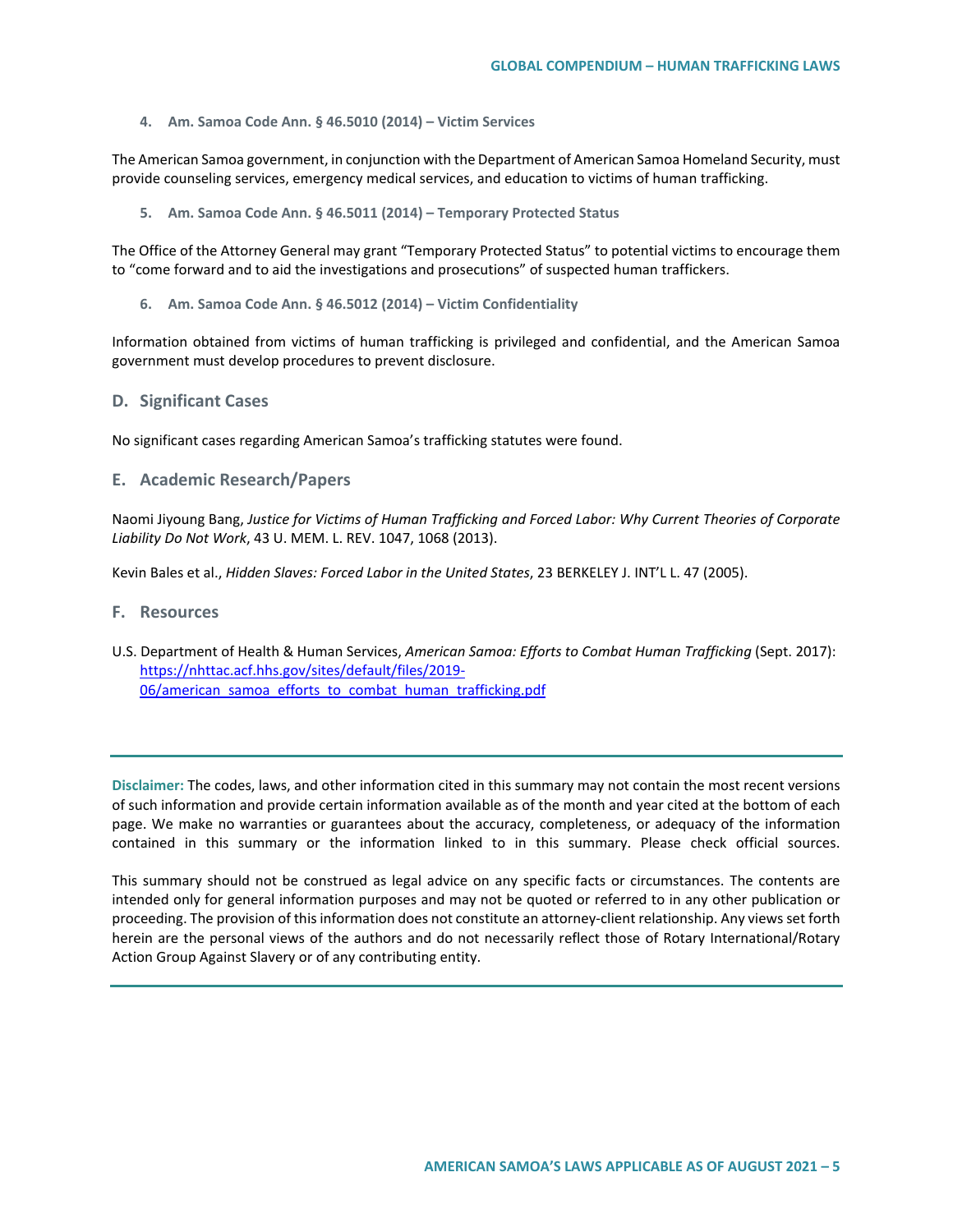#### 4. Am. Samoa Code Ann. § 46.5010 (2014) – Victim Services

The American Samoa government, in conjunction with the Department of American Samoa Homeland Security, must provide counseling services, emergency medical services, and education to victims of human trafficking.

#### 5. Am. Samoa Code Ann. § 46.5011 (2014) – Temporary Protected Status

The Office of the Attorney General may grant "Temporary Protected Status" to potential victims to encourage them to "come forward and to aid the investigations and prosecutions" of suspected human traffickers.

#### 6. Am. Samoa Code Ann. § 46.5012 (2014) – Victim Confidentiality

Information obtained from victims of human trafficking is privileged and confidential, and the American Samoa government must develop procedures to prevent disclosure.

### D. Significant Cases

No significant cases regarding American Samoa's trafficking statutes were found.

### E. Academic Research/Papers

Naomi Jiyoung Bang, *Justice for Victims of Human Trafficking and Forced Labor: Why Current Theories of Corporate Liability Do Not Work*, 43 U. MEM. L. REV. 1047, 1068 (2013).

Kevin Bales et al., *Hidden Slaves: Forced Labor in the United States*, 23 BERKELEY J. INT'L L. 47 (2005).

### F. Resources

U.S. Department of Health & Human Services, *American Samoa: Efforts to Combat Human Trafficking* (Sept. 2017): https://nhttac.acf.hhs.gov/sites/default/files/2019-06/american_samoa_efforts_to_combat_human_trafficking.pdf

---

**Disclaimer:** The codes, laws, and other information cited in this summary may not contain the most recent versions of such information and provide certain information available as of the month and year cited at the bottom of each page. We make no warranties or guarantees about the accuracy, completeness, or adequacy of the information contained in this summary or the information linked to in this summary. Please check official sources.

This summary should not be construed as legal advice on any specific facts or circumstances. The contents are intended only for general information purposes and may not be quoted or referred to in any other publication or proceeding. The provision of this information does not constitute an attorney-client relationship. Any views set forth herein are the personal views of the authors and do not necessarily reflect those of Rotary International/Rotary Action Group Against Slavery or of any contributing entity.

---